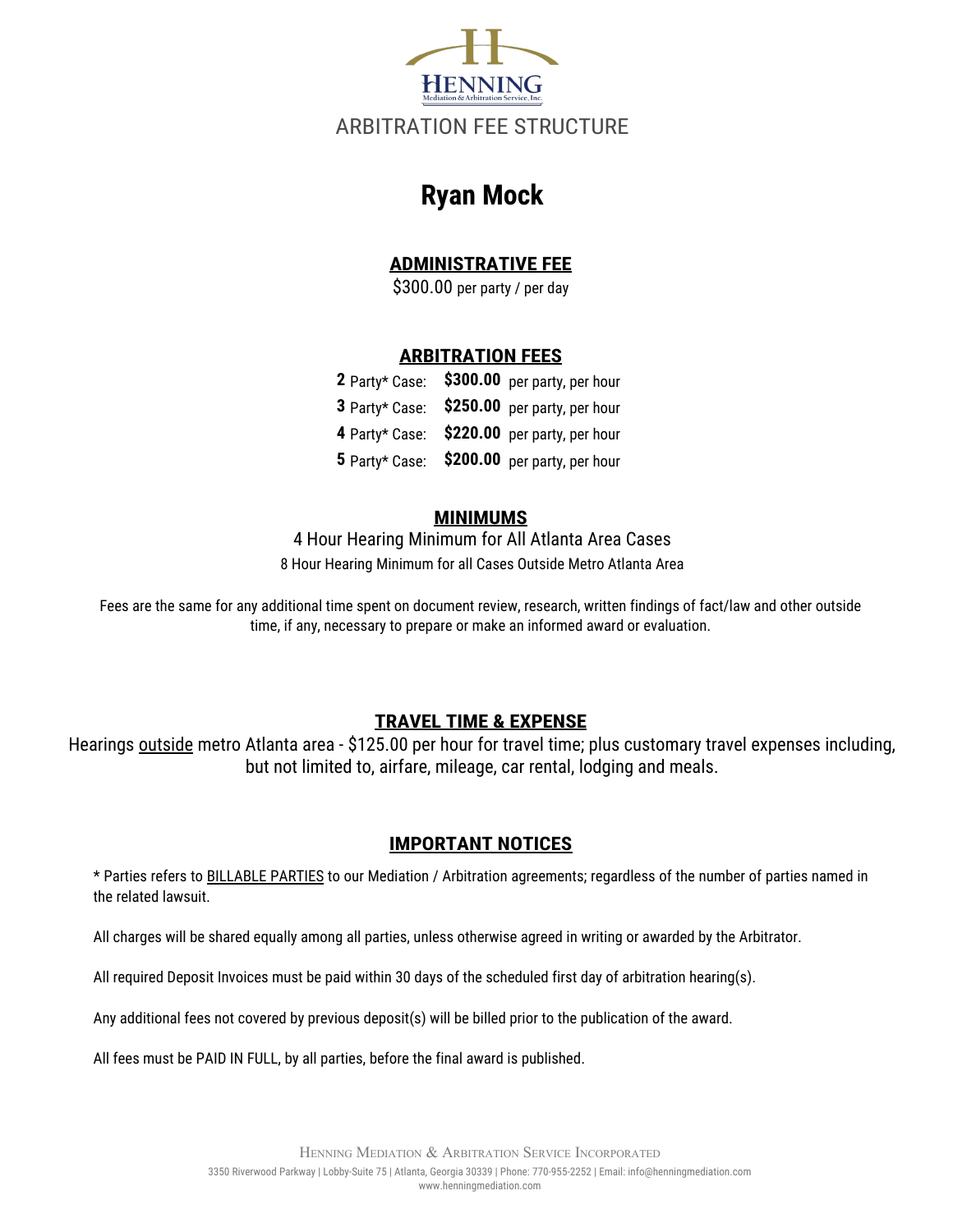HENNING

Mediation & Arbitration Service, Inc.

ARBITRATION FEE STRUCTURE

# Ryan Mock

## ADMINISTRATIVE FEE

$300.00 per party / per day

## ARBITRATION FEES

| | | |
|---|---|---|
| **2** Party* Case: | **$300.00** | per party, per hour |
| **3** Party* Case: | **$250.00** | per party, per hour |
| **4** Party* Case: | **$220.00** | per party, per hour |
| **5** Party* Case: | **$200.00** | per party, per hour |

## MINIMUMS

4 Hour Hearing Minimum for All Atlanta Area Cases

8 Hour Hearing Minimum for all Cases Outside Metro Atlanta Area

Fees are the same for any additional time spent on document review, research, written findings of fact/law and other outside time, if any, necessary to prepare or make an informed award or evaluation.

## TRAVEL TIME & EXPENSE

Hearings outside metro Atlanta area - $125.00 per hour for travel time; plus customary travel expenses including, but not limited to, airfare, mileage, car rental, lodging and meals.

## IMPORTANT NOTICES

* Parties refers to BILLABLE PARTIES to our Mediation / Arbitration agreements; regardless of the number of parties named in the related lawsuit.

All charges will be shared equally among all parties, unless otherwise agreed in writing or awarded by the Arbitrator.

All required Deposit Invoices must be paid within 30 days of the scheduled first day of arbitration hearing(s).

Any additional fees not covered by previous deposit(s) will be billed prior to the publication of the award.

All fees must be PAID IN FULL, by all parties, before the final award is published.

HENNING MEDIATION & ARBITRATION SERVICE INCORPORATED

3350 Riverwood Parkway | Lobby-Suite 75 | Atlanta, Georgia 30339 | Phone: 770-955-2252 | Email: info@henningmediation.com

www.henningmediation.com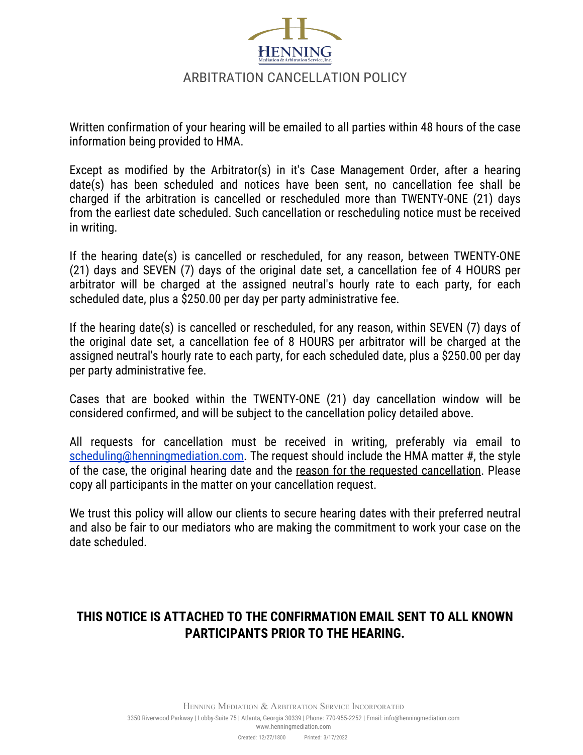# ARBITRATION CANCELLATION POLICY

Written confirmation of your hearing will be emailed to all parties within 48 hours of the case information being provided to HMA.

Except as modified by the Arbitrator(s) in it's Case Management Order, after a hearing date(s) has been scheduled and notices have been sent, no cancellation fee shall be charged if the arbitration is cancelled or rescheduled more than TWENTY-ONE (21) days from the earliest date scheduled. Such cancellation or rescheduling notice must be received in writing.

If the hearing date(s) is cancelled or rescheduled, for any reason, between TWENTY-ONE (21) days and SEVEN (7) days of the original date set, a cancellation fee of 4 HOURS per arbitrator will be charged at the assigned neutral's hourly rate to each party, for each scheduled date, plus a $250.00 per day per party administrative fee.

If the hearing date(s) is cancelled or rescheduled, for any reason, within SEVEN (7) days of the original date set, a cancellation fee of 8 HOURS per arbitrator will be charged at the assigned neutral's hourly rate to each party, for each scheduled date, plus a $250.00 per day per party administrative fee.

Cases that are booked within the TWENTY-ONE (21) day cancellation window will be considered confirmed, and will be subject to the cancellation policy detailed above.

All requests for cancellation must be received in writing, preferably via email to scheduling@henningmediation.com. The request should include the HMA matter #, the style of the case, the original hearing date and the reason for the requested cancellation. Please copy all participants in the matter on your cancellation request.

We trust this policy will allow our clients to secure hearing dates with their preferred neutral and also be fair to our mediators who are making the commitment to work your case on the date scheduled.

**THIS NOTICE IS ATTACHED TO THE CONFIRMATION EMAIL SENT TO ALL KNOWN PARTICIPANTS PRIOR TO THE HEARING.**